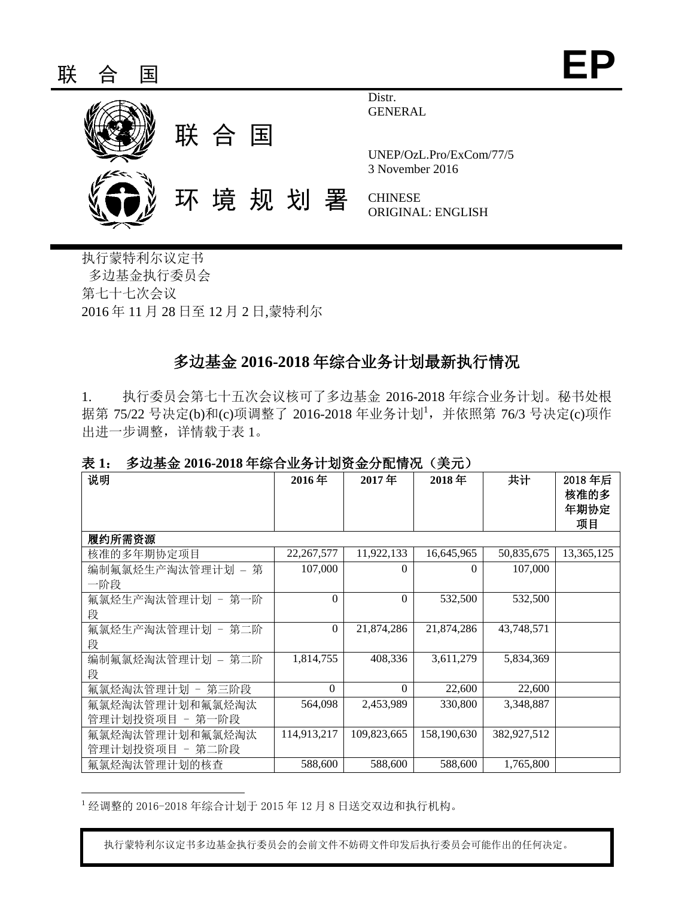联 合 国

**EP**

联 合 国

环 境 规 划 署

Distr.
GENERAL

UNEP/OzL.Pro/ExCom/77/5
3 November 2016

CHINESE
ORIGINAL: ENGLISH

执行蒙特利尔议定书
多边基金执行委员会
第七十七次会议
2016 年 11 月 28 日至 12 月 2 日,蒙特利尔

# 多边基金 2016-2018 年综合业务计划最新执行情况

1. 执行委员会第七十五次会议核可了多边基金 2016-2018 年综合业务计划。秘书处根据第 75/22 号决定(b)和(c)项调整了 2016-2018 年业务计划[1]，并依照第 76/3 号决定(c)项作出进一步调整，详情载于表 1。

**表 1： 多边基金 2016-2018 年综合业务计划资金分配情况（美元）**

| 说明 | 2016 年 | 2017 年 | 2018 年 | 共计 | 2018 年后核准的多年期协定项目 |
|---|---|---|---|---|---|
| **履约所需资源** | | | | | |
| 核准的多年期协定项目 | 22,267,577 | 11,922,133 | 16,645,965 | 50,835,675 | 13,365,125 |
| 编制氟氯烃生产淘汰管理计划 – 第一阶段 | 107,000 | 0 | 0 | 107,000 | |
| 氟氯烃生产淘汰管理计划 – 第一阶段 | 0 | 0 | 532,500 | 532,500 | |
| 氟氯烃生产淘汰管理计划 – 第二阶段 | 0 | 21,874,286 | 21,874,286 | 43,748,571 | |
| 编制氟氯烃淘汰管理计划 – 第二阶段 | 1,814,755 | 408,336 | 3,611,279 | 5,834,369 | |
| 氟氯烃淘汰管理计划 – 第三阶段 | 0 | 0 | 22,600 | 22,600 | |
| 氟氯烃淘汰管理计划和氟氯烃淘汰管理计划投资项目 – 第一阶段 | 564,098 | 2,453,989 | 330,800 | 3,348,887 | |
| 氟氯烃淘汰管理计划和氟氯烃淘汰管理计划投资项目 – 第二阶段 | 114,913,217 | 109,823,665 | 158,190,630 | 382,927,512 | |
| 氟氯烃淘汰管理计划的核查 | 588,600 | 588,600 | 588,600 | 1,765,800 | |

[1] 经调整的 2016-2018 年综合计划于 2015 年 12 月 8 日送交双边和执行机构。

执行蒙特利尔议定书多边基金执行委员会的会前文件不妨碍文件印发后执行委员会可能作出的任何决定。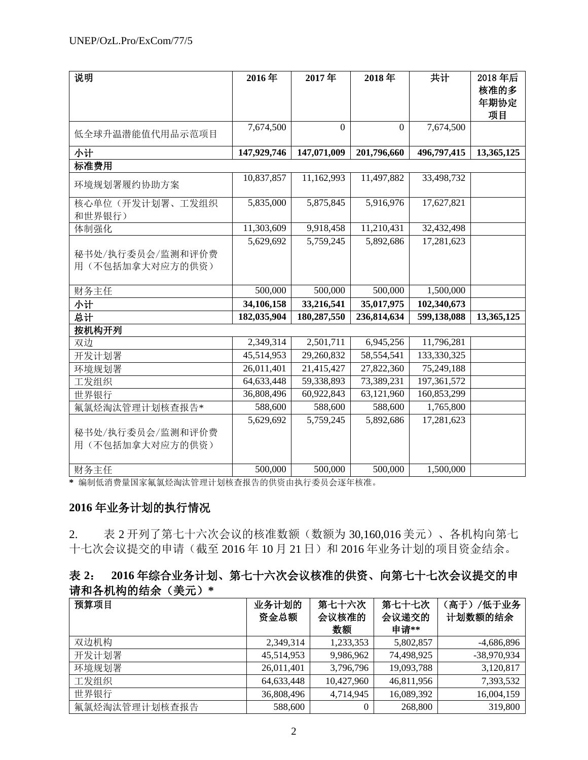| 说明 | 2016 年 | 2017 年 | 2018 年 | 共计 | 2018 年后核准的多年期协定项目 |
|---|---|---|---|---|---|
| 低全球升温潜能值代用品示范项目 | 7,674,500 | 0 | 0 | 7,674,500 | |
| **小计** | **147,929,746** | **147,071,009** | **201,796,660** | **496,797,415** | **13,365,125** |
| **标准费用** | | | | | |
| 环境规划署履约协助方案 | 10,837,857 | 11,162,993 | 11,497,882 | 33,498,732 | |
| 核心单位（开发计划署、工发组织和世界银行） | 5,835,000 | 5,875,845 | 5,916,976 | 17,627,821 | |
| 体制强化 | 11,303,609 | 9,918,458 | 11,210,431 | 32,432,498 | |
| 秘书处/执行委员会/监测和评价费用（不包括加拿大对应方的供资） | 5,629,692 | 5,759,245 | 5,892,686 | 17,281,623 | |
| 财务主任 | 500,000 | 500,000 | 500,000 | 1,500,000 | |
| **小计** | **34,106,158** | **33,216,541** | **35,017,975** | **102,340,673** | |
| **总计** | **182,035,904** | **180,287,550** | **236,814,634** | **599,138,088** | **13,365,125** |
| **按机构开列** | | | | | |
| 双边 | 2,349,314 | 2,501,711 | 6,945,256 | 11,796,281 | |
| 开发计划署 | 45,514,953 | 29,260,832 | 58,554,541 | 133,330,325 | |
| 环境规划署 | 26,011,401 | 21,415,427 | 27,822,360 | 75,249,188 | |
| 工发组织 | 64,633,448 | 59,338,893 | 73,389,231 | 197,361,572 | |
| 世界银行 | 36,808,496 | 60,922,843 | 63,121,960 | 160,853,299 | |
| 氟氯烃淘汰管理计划核查报告* | 588,600 | 588,600 | 588,600 | 1,765,800 | |
| 秘书处/执行委员会/监测和评价费用（不包括加拿大对应方的供资） | 5,629,692 | 5,759,245 | 5,892,686 | 17,281,623 | |
| 财务主任 | 500,000 | 500,000 | 500,000 | 1,500,000 | |

**\*** 编制低消费量国家氟氯烃淘汰管理计划核查报告的供资由执行委员会逐年核准。

## 2016 年业务计划的执行情况

2. 表 2 开列了第七十六次会议的核准数额（数额为 30,160,016 美元）、各机构向第七十七次会议提交的申请（截至 2016 年 10 月 21 日）和 2016 年业务计划的项目资金结余。

**表 2： 2016 年综合业务计划、第七十六次会议核准的供资、向第七十七次会议提交的申请和各机构的结余（美元）\***

| 预算项目 | 业务计划的资金总额 | 第七十六次会议核准的数额 | 第七十七次会议递交的申请** | （高于）/低于业务计划数额的结余 |
|---|---|---|---|---|
| 双边机构 | 2,349,314 | 1,233,353 | 5,802,857 | -4,686,896 |
| 开发计划署 | 45,514,953 | 9,986,962 | 74,498,925 | -38,970,934 |
| 环境规划署 | 26,011,401 | 3,796,796 | 19,093,788 | 3,120,817 |
| 工发组织 | 64,633,448 | 10,427,960 | 46,811,956 | 7,393,532 |
| 世界银行 | 36,808,496 | 4,714,945 | 16,089,392 | 16,004,159 |
| 氟氯烃淘汰管理计划核查报告 | 588,600 | 0 | 268,800 | 319,800 |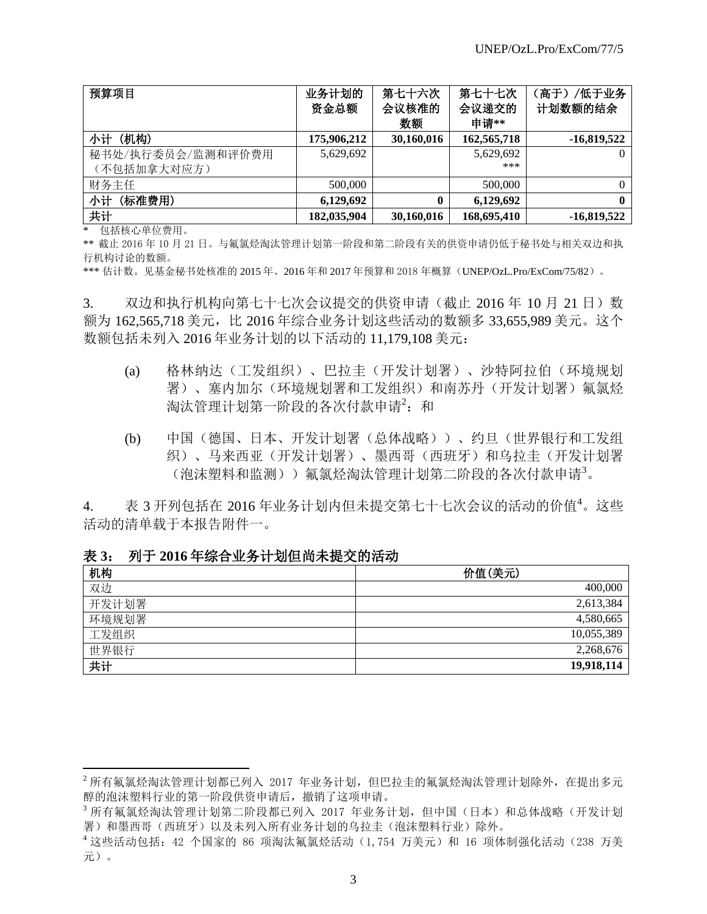| 预算项目 | 业务计划的资金总额 | 第七十六次会议核准的数额 | 第七十七次会议递交的申请** | （高于）/低于业务计划数额的结余 |
| --- | --- | --- | --- | --- |
| **小计（机构）** | **175,906,212** | **30,160,016** | **162,565,718** | **-16,819,522** |
| 秘书处/执行委员会/监测和评价费用（不包括加拿大对应方） | 5,629,692 | | 5,629,692 *** | 0 |
| 财务主任 | 500,000 | | 500,000 | 0 |
| **小计（标准费用）** | **6,129,692** | **0** | **6,129,692** | **0** |
| **共计** | **182,035,904** | **30,160,016** | **168,695,410** | **-16,819,522** |

\* 包括核心单位费用。

** 截止 2016 年 10 月 21 日。与氟氯烃淘汰管理计划第一阶段和第二阶段有关的供资申请仍低于秘书处与相关双边和执行机构讨论的数额。

*** 估计数。见基金秘书处核准的 2015 年、2016 年和 2017 年预算和 2018 年概算（UNEP/OzL.Pro/ExCom/75/82）。

3. 双边和执行机构向第七十七次会议提交的供资申请（截止 2016 年 10 月 21 日）数额为 162,565,718 美元，比 2016 年综合业务计划这些活动的数额多 33,655,989 美元。这个数额包括未列入 2016 年业务计划的以下活动的 11,179,108 美元：

(a) 格林纳达（工发组织）、巴拉圭（开发计划署）、沙特阿拉伯（环境规划署）、塞内加尔（环境规划署和工发组织）和南苏丹（开发计划署）氟氯烃淘汰管理计划第一阶段的各次付款申请[2]；和

(b) 中国（德国、日本、开发计划署（总体战略））、约旦（世界银行和工发组织）、马来西亚（开发计划署）、墨西哥（西班牙）和乌拉圭（开发计划署（泡沫塑料和监测））氟氯烃淘汰管理计划第二阶段的各次付款申请[3]。

4. 表 3 开列包括在 2016 年业务计划内但未提交第七十七次会议的活动的价值[4]。这些活动的清单载于本报告附件一。

**表 3： 列于 2016 年综合业务计划但尚未提交的活动**

| 机构 | 价值(美元) |
| --- | --- |
| 双边 | 400,000 |
| 开发计划署 | 2,613,384 |
| 环境规划署 | 4,580,665 |
| 工发组织 | 10,055,389 |
| 世界银行 | 2,268,676 |
| **共计** | **19,918,114** |

[2] 所有氟氯烃淘汰管理计划都已列入 2017 年业务计划，但巴拉圭的氟氯烃淘汰管理计划除外，在提出多元醇的泡沫塑料行业的第一阶段供资申请后，撤销了这项申请。

[3] 所有氟氯烃淘汰管理计划第二阶段都已列入 2017 年业务计划，但中国（日本）和总体战略（开发计划署）和墨西哥（西班牙）以及未列入所有业务计划的乌拉圭（泡沫塑料行业）除外。

[4] 这些活动包括：42 个国家的 86 项淘汰氟氯烃活动（1,754 万美元）和 16 项体制强化活动（238 万美元）。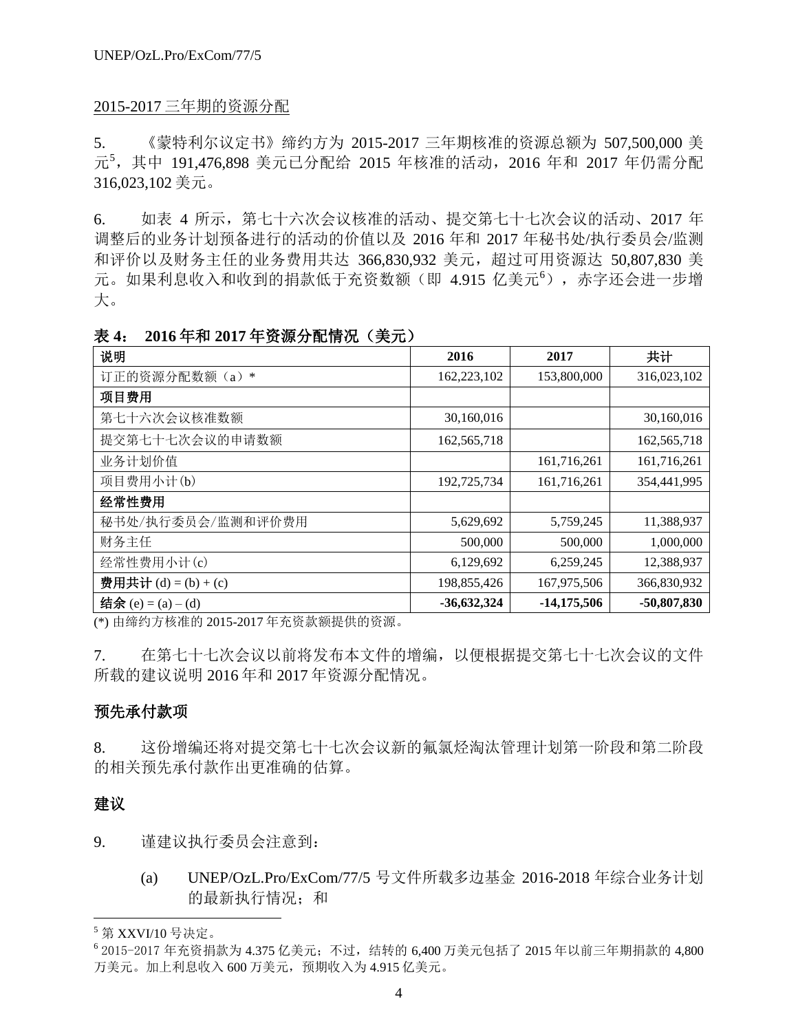2015-2017 三年期的资源分配

5. 《蒙特利尔议定书》缔约方为 2015-2017 三年期核准的资源总额为 507,500,000 美元[5]，其中 191,476,898 美元已分配给 2015 年核准的活动，2016 年和 2017 年仍需分配 316,023,102 美元。

6. 如表 4 所示，第七十六次会议核准的活动、提交第七十七次会议的活动、2017 年调整后的业务计划预备进行的活动的价值以及 2016 年和 2017 年秘书处/执行委员会/监测和评价以及财务主任的业务费用共达 366,830,932 美元，超过可用资源达 50,807,830 美元。如果利息收入和收到的捐款低于充资数额（即 4.915 亿美元[6]），赤字还会进一步增大。

**表 4： 2016 年和 2017 年资源分配情况（美元）**

| 说明 | 2016 | 2017 | 共计 |
|---|---|---|---|
| 订正的资源分配数额（a）* | 162,223,102 | 153,800,000 | 316,023,102 |
| **项目费用** | | | |
| 第七十六次会议核准数额 | 30,160,016 | | 30,160,016 |
| 提交第七十七次会议的申请数额 | 162,565,718 | | 162,565,718 |
| 业务计划价值 | | 161,716,261 | 161,716,261 |
| 项目费用小计(b) | 192,725,734 | 161,716,261 | 354,441,995 |
| **经常性费用** | | | |
| 秘书处/执行委员会/监测和评价费用 | 5,629,692 | 5,759,245 | 11,388,937 |
| 财务主任 | 500,000 | 500,000 | 1,000,000 |
| 经常性费用小计(c) | 6,129,692 | 6,259,245 | 12,388,937 |
| **费用共计** (d) = (b) + (c) | 198,855,426 | 167,975,506 | 366,830,932 |
| **结余** (e) = (a) – (d) | **-36,632,324** | **-14,175,506** | **-50,807,830** |

(*) 由缔约方核准的 2015-2017 年充资款额提供的资源。

7. 在第七十七次会议以前将发布本文件的增编，以便根据提交第七十七次会议的文件所载的建议说明 2016 年和 2017 年资源分配情况。

## 预先承付款项

8. 这份增编还将对提交第七十七次会议新的氟氯烃淘汰管理计划第一阶段和第二阶段的相关预先承付款作出更准确的估算。

## 建议

9. 谨建议执行委员会注意到：

(a) UNEP/OzL.Pro/ExCom/77/5 号文件所载多边基金 2016-2018 年综合业务计划的最新执行情况；和

[5] 第 XXVI/10 号决定。

[6] 2015-2017 年充资捐款为 4.375 亿美元；不过，结转的 6,400 万美元包括了 2015 年以前三年期捐款的 4,800 万美元。加上利息收入 600 万美元，预期收入为 4.915 亿美元。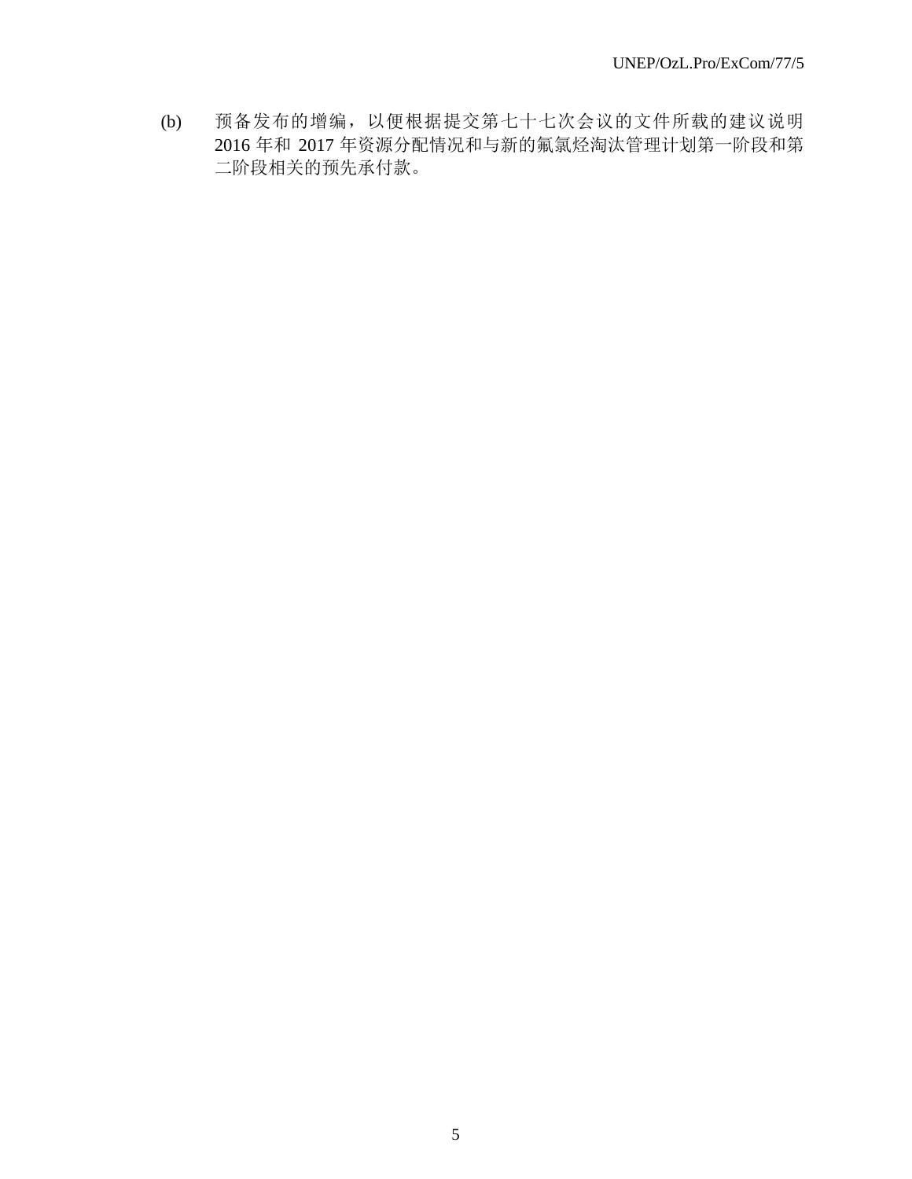(b) 预备发布的增编，以便根据提交第七十七次会议的文件所载的建议说明 2016 年和 2017 年资源分配情况和与新的氟氯烃淘汰管理计划第一阶段和第二阶段相关的预先承付款。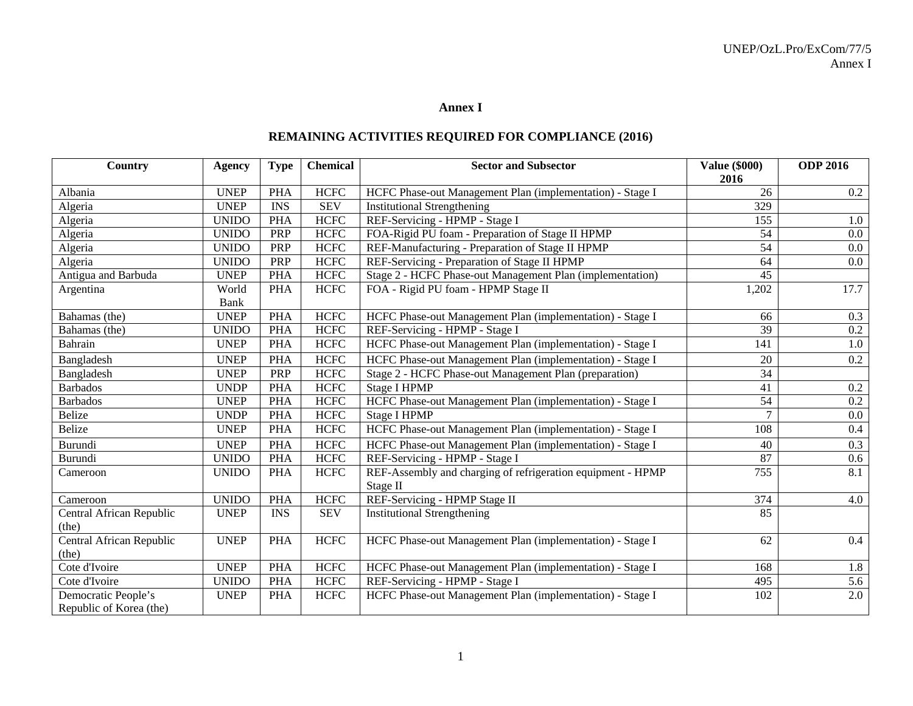# Annex I

## REMAINING ACTIVITIES REQUIRED FOR COMPLIANCE (2016)

| Country | Agency | Type | Chemical | Sector and Subsector | Value ($000) 2016 | ODP 2016 |
|---|---|---|---|---|---|---|
| Albania | UNEP | PHA | HCFC | HCFC Phase-out Management Plan (implementation) - Stage I | 26 | 0.2 |
| Algeria | UNEP | INS | SEV | Institutional Strengthening | 329 | |
| Algeria | UNIDO | PHA | HCFC | REF-Servicing - HPMP - Stage I | 155 | 1.0 |
| Algeria | UNIDO | PRP | HCFC | FOA-Rigid PU foam - Preparation of Stage II HPMP | 54 | 0.0 |
| Algeria | UNIDO | PRP | HCFC | REF-Manufacturing - Preparation of Stage II HPMP | 54 | 0.0 |
| Algeria | UNIDO | PRP | HCFC | REF-Servicing - Preparation of Stage II HPMP | 64 | 0.0 |
| Antigua and Barbuda | UNEP | PHA | HCFC | Stage 2 - HCFC Phase-out Management Plan (implementation) | 45 | |
| Argentina | World Bank | PHA | HCFC | FOA - Rigid PU foam - HPMP Stage II | 1,202 | 17.7 |
| Bahamas (the) | UNEP | PHA | HCFC | HCFC Phase-out Management Plan (implementation) - Stage I | 66 | 0.3 |
| Bahamas (the) | UNIDO | PHA | HCFC | REF-Servicing - HPMP - Stage I | 39 | 0.2 |
| Bahrain | UNEP | PHA | HCFC | HCFC Phase-out Management Plan (implementation) - Stage I | 141 | 1.0 |
| Bangladesh | UNEP | PHA | HCFC | HCFC Phase-out Management Plan (implementation) - Stage I | 20 | 0.2 |
| Bangladesh | UNEP | PRP | HCFC | Stage 2 - HCFC Phase-out Management Plan (preparation) | 34 | |
| Barbados | UNDP | PHA | HCFC | Stage I HPMP | 41 | 0.2 |
| Barbados | UNEP | PHA | HCFC | HCFC Phase-out Management Plan (implementation) - Stage I | 54 | 0.2 |
| Belize | UNDP | PHA | HCFC | Stage I HPMP | 7 | 0.0 |
| Belize | UNEP | PHA | HCFC | HCFC Phase-out Management Plan (implementation) - Stage I | 108 | 0.4 |
| Burundi | UNEP | PHA | HCFC | HCFC Phase-out Management Plan (implementation) - Stage I | 40 | 0.3 |
| Burundi | UNIDO | PHA | HCFC | REF-Servicing - HPMP - Stage I | 87 | 0.6 |
| Cameroon | UNIDO | PHA | HCFC | REF-Assembly and charging of refrigeration equipment - HPMP Stage II | 755 | 8.1 |
| Cameroon | UNIDO | PHA | HCFC | REF-Servicing - HPMP Stage II | 374 | 4.0 |
| Central African Republic (the) | UNEP | INS | SEV | Institutional Strengthening | 85 | |
| Central African Republic (the) | UNEP | PHA | HCFC | HCFC Phase-out Management Plan (implementation) - Stage I | 62 | 0.4 |
| Cote d'Ivoire | UNEP | PHA | HCFC | HCFC Phase-out Management Plan (implementation) - Stage I | 168 | 1.8 |
| Cote d'Ivoire | UNIDO | PHA | HCFC | REF-Servicing - HPMP - Stage I | 495 | 5.6 |
| Democratic People's Republic of Korea (the) | UNEP | PHA | HCFC | HCFC Phase-out Management Plan (implementation) - Stage I | 102 | 2.0 |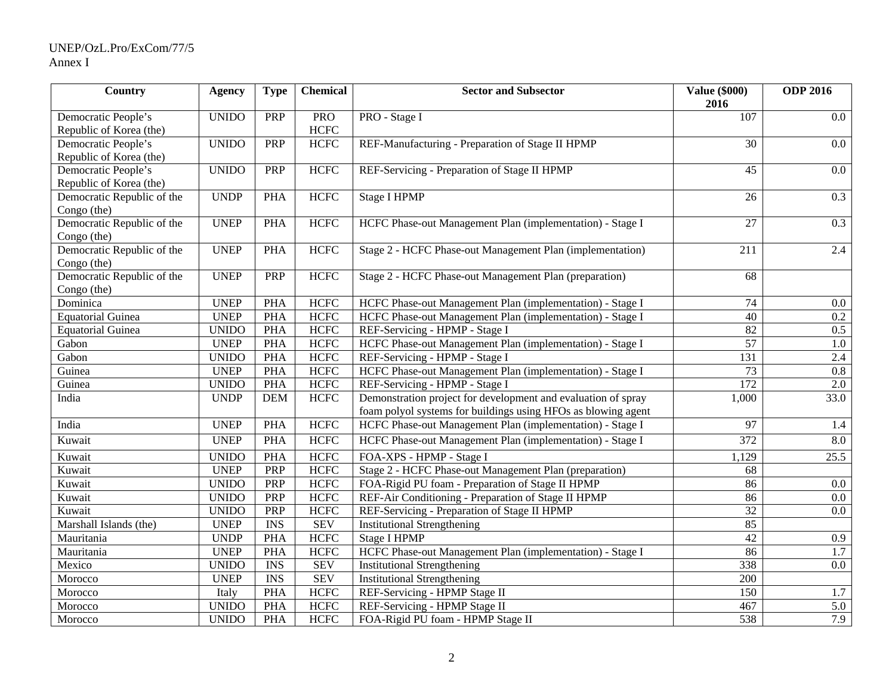| Country | Agency | Type | Chemical | Sector and Subsector | Value ($000) 2016 | ODP 2016 |
|---|---|---|---|---|---|---|
| Democratic People's Republic of Korea (the) | UNIDO | PRP | PRO HCFC | PRO - Stage I | 107 | 0.0 |
| Democratic People's Republic of Korea (the) | UNIDO | PRP | HCFC | REF-Manufacturing - Preparation of Stage II HPMP | 30 | 0.0 |
| Democratic People's Republic of Korea (the) | UNIDO | PRP | HCFC | REF-Servicing - Preparation of Stage II HPMP | 45 | 0.0 |
| Democratic Republic of the Congo (the) | UNDP | PHA | HCFC | Stage I HPMP | 26 | 0.3 |
| Democratic Republic of the Congo (the) | UNEP | PHA | HCFC | HCFC Phase-out Management Plan (implementation) - Stage I | 27 | 0.3 |
| Democratic Republic of the Congo (the) | UNEP | PHA | HCFC | Stage 2 - HCFC Phase-out Management Plan (implementation) | 211 | 2.4 |
| Democratic Republic of the Congo (the) | UNEP | PRP | HCFC | Stage 2 - HCFC Phase-out Management Plan (preparation) | 68 | |
| Dominica | UNEP | PHA | HCFC | HCFC Phase-out Management Plan (implementation) - Stage I | 74 | 0.0 |
| Equatorial Guinea | UNEP | PHA | HCFC | HCFC Phase-out Management Plan (implementation) - Stage I | 40 | 0.2 |
| Equatorial Guinea | UNIDO | PHA | HCFC | REF-Servicing - HPMP - Stage I | 82 | 0.5 |
| Gabon | UNEP | PHA | HCFC | HCFC Phase-out Management Plan (implementation) - Stage I | 57 | 1.0 |
| Gabon | UNIDO | PHA | HCFC | REF-Servicing - HPMP - Stage I | 131 | 2.4 |
| Guinea | UNEP | PHA | HCFC | HCFC Phase-out Management Plan (implementation) - Stage I | 73 | 0.8 |
| Guinea | UNIDO | PHA | HCFC | REF-Servicing - HPMP - Stage I | 172 | 2.0 |
| India | UNDP | DEM | HCFC | Demonstration project for development and evaluation of spray foam polyol systems for buildings using HFOs as blowing agent | 1,000 | 33.0 |
| India | UNEP | PHA | HCFC | HCFC Phase-out Management Plan (implementation) - Stage I | 97 | 1.4 |
| Kuwait | UNEP | PHA | HCFC | HCFC Phase-out Management Plan (implementation) - Stage I | 372 | 8.0 |
| Kuwait | UNIDO | PHA | HCFC | FOA-XPS - HPMP - Stage I | 1,129 | 25.5 |
| Kuwait | UNEP | PRP | HCFC | Stage 2 - HCFC Phase-out Management Plan (preparation) | 68 | |
| Kuwait | UNIDO | PRP | HCFC | FOA-Rigid PU foam - Preparation of Stage II HPMP | 86 | 0.0 |
| Kuwait | UNIDO | PRP | HCFC | REF-Air Conditioning - Preparation of Stage II HPMP | 86 | 0.0 |
| Kuwait | UNIDO | PRP | HCFC | REF-Servicing - Preparation of Stage II HPMP | 32 | 0.0 |
| Marshall Islands (the) | UNEP | INS | SEV | Institutional Strengthening | 85 | |
| Mauritania | UNDP | PHA | HCFC | Stage I HPMP | 42 | 0.9 |
| Mauritania | UNEP | PHA | HCFC | HCFC Phase-out Management Plan (implementation) - Stage I | 86 | 1.7 |
| Mexico | UNIDO | INS | SEV | Institutional Strengthening | 338 | 0.0 |
| Morocco | UNEP | INS | SEV | Institutional Strengthening | 200 | |
| Morocco | Italy | PHA | HCFC | REF-Servicing - HPMP Stage II | 150 | 1.7 |
| Morocco | UNIDO | PHA | HCFC | REF-Servicing - HPMP Stage II | 467 | 5.0 |
| Morocco | UNIDO | PHA | HCFC | FOA-Rigid PU foam - HPMP Stage II | 538 | 7.9 |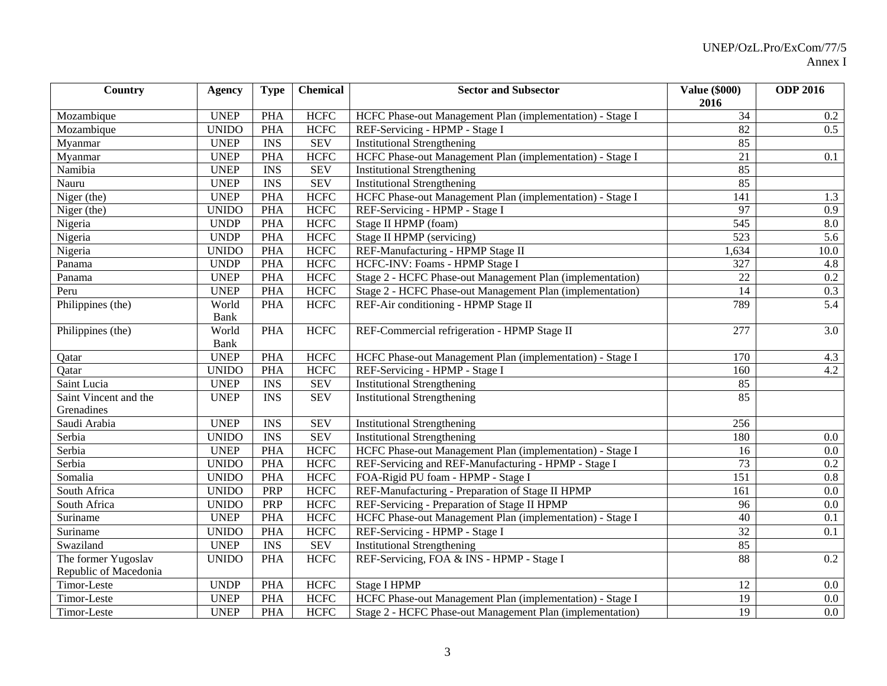| Country | Agency | Type | Chemical | Sector and Subsector | Value ($000) 2016 | ODP 2016 |
|---|---|---|---|---|---|---|
| Mozambique | UNEP | PHA | HCFC | HCFC Phase-out Management Plan (implementation) - Stage I | 34 | 0.2 |
| Mozambique | UNIDO | PHA | HCFC | REF-Servicing - HPMP - Stage I | 82 | 0.5 |
| Myanmar | UNEP | INS | SEV | Institutional Strengthening | 85 | |
| Myanmar | UNEP | PHA | HCFC | HCFC Phase-out Management Plan (implementation) - Stage I | 21 | 0.1 |
| Namibia | UNEP | INS | SEV | Institutional Strengthening | 85 | |
| Nauru | UNEP | INS | SEV | Institutional Strengthening | 85 | |
| Niger (the) | UNEP | PHA | HCFC | HCFC Phase-out Management Plan (implementation) - Stage I | 141 | 1.3 |
| Niger (the) | UNIDO | PHA | HCFC | REF-Servicing - HPMP - Stage I | 97 | 0.9 |
| Nigeria | UNDP | PHA | HCFC | Stage II HPMP (foam) | 545 | 8.0 |
| Nigeria | UNDP | PHA | HCFC | Stage II HPMP (servicing) | 523 | 5.6 |
| Nigeria | UNIDO | PHA | HCFC | REF-Manufacturing - HPMP Stage II | 1,634 | 10.0 |
| Panama | UNDP | PHA | HCFC | HCFC-INV: Foams - HPMP Stage I | 327 | 4.8 |
| Panama | UNEP | PHA | HCFC | Stage 2 - HCFC Phase-out Management Plan (implementation) | 22 | 0.2 |
| Peru | UNEP | PHA | HCFC | Stage 2 - HCFC Phase-out Management Plan (implementation) | 14 | 0.3 |
| Philippines (the) | World Bank | PHA | HCFC | REF-Air conditioning - HPMP Stage II | 789 | 5.4 |
| Philippines (the) | World Bank | PHA | HCFC | REF-Commercial refrigeration - HPMP Stage II | 277 | 3.0 |
| Qatar | UNEP | PHA | HCFC | HCFC Phase-out Management Plan (implementation) - Stage I | 170 | 4.3 |
| Qatar | UNIDO | PHA | HCFC | REF-Servicing - HPMP - Stage I | 160 | 4.2 |
| Saint Lucia | UNEP | INS | SEV | Institutional Strengthening | 85 | |
| Saint Vincent and the Grenadines | UNEP | INS | SEV | Institutional Strengthening | 85 | |
| Saudi Arabia | UNEP | INS | SEV | Institutional Strengthening | 256 | |
| Serbia | UNIDO | INS | SEV | Institutional Strengthening | 180 | 0.0 |
| Serbia | UNEP | PHA | HCFC | HCFC Phase-out Management Plan (implementation) - Stage I | 16 | 0.0 |
| Serbia | UNIDO | PHA | HCFC | REF-Servicing and REF-Manufacturing - HPMP - Stage I | 73 | 0.2 |
| Somalia | UNIDO | PHA | HCFC | FOA-Rigid PU foam - HPMP - Stage I | 151 | 0.8 |
| South Africa | UNIDO | PRP | HCFC | REF-Manufacturing - Preparation of Stage II HPMP | 161 | 0.0 |
| South Africa | UNIDO | PRP | HCFC | REF-Servicing - Preparation of Stage II HPMP | 96 | 0.0 |
| Suriname | UNEP | PHA | HCFC | HCFC Phase-out Management Plan (implementation) - Stage I | 40 | 0.1 |
| Suriname | UNIDO | PHA | HCFC | REF-Servicing - HPMP - Stage I | 32 | 0.1 |
| Swaziland | UNEP | INS | SEV | Institutional Strengthening | 85 | |
| The former Yugoslav Republic of Macedonia | UNIDO | PHA | HCFC | REF-Servicing, FOA & INS - HPMP - Stage I | 88 | 0.2 |
| Timor-Leste | UNDP | PHA | HCFC | Stage I HPMP | 12 | 0.0 |
| Timor-Leste | UNEP | PHA | HCFC | HCFC Phase-out Management Plan (implementation) - Stage I | 19 | 0.0 |
| Timor-Leste | UNEP | PHA | HCFC | Stage 2 - HCFC Phase-out Management Plan (implementation) | 19 | 0.0 |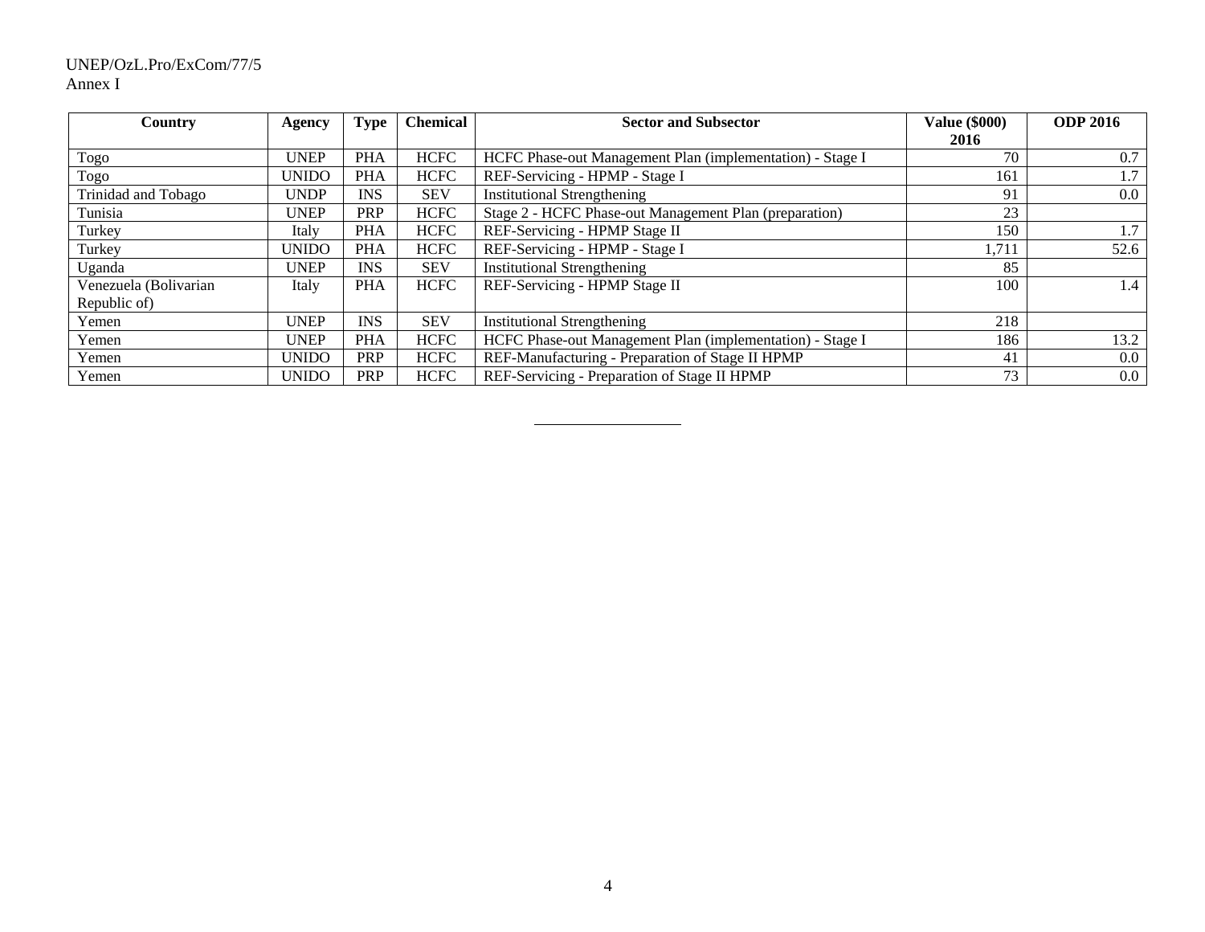| Country | Agency | Type | Chemical | Sector and Subsector | Value ($000) 2016 | ODP 2016 |
|---|---|---|---|---|---|---|
| Togo | UNEP | PHA | HCFC | HCFC Phase-out Management Plan (implementation) - Stage I | 70 | 0.7 |
| Togo | UNIDO | PHA | HCFC | REF-Servicing - HPMP - Stage I | 161 | 1.7 |
| Trinidad and Tobago | UNDP | INS | SEV | Institutional Strengthening | 91 | 0.0 |
| Tunisia | UNEP | PRP | HCFC | Stage 2 - HCFC Phase-out Management Plan (preparation) | 23 | |
| Turkey | Italy | PHA | HCFC | REF-Servicing - HPMP Stage II | 150 | 1.7 |
| Turkey | UNIDO | PHA | HCFC | REF-Servicing - HPMP - Stage I | 1,711 | 52.6 |
| Uganda | UNEP | INS | SEV | Institutional Strengthening | 85 | |
| Venezuela (Bolivarian Republic of) | Italy | PHA | HCFC | REF-Servicing - HPMP Stage II | 100 | 1.4 |
| Yemen | UNEP | INS | SEV | Institutional Strengthening | 218 | |
| Yemen | UNEP | PHA | HCFC | HCFC Phase-out Management Plan (implementation) - Stage I | 186 | 13.2 |
| Yemen | UNIDO | PRP | HCFC | REF-Manufacturing - Preparation of Stage II HPMP | 41 | 0.0 |
| Yemen | UNIDO | PRP | HCFC | REF-Servicing - Preparation of Stage II HPMP | 73 | 0.0 |